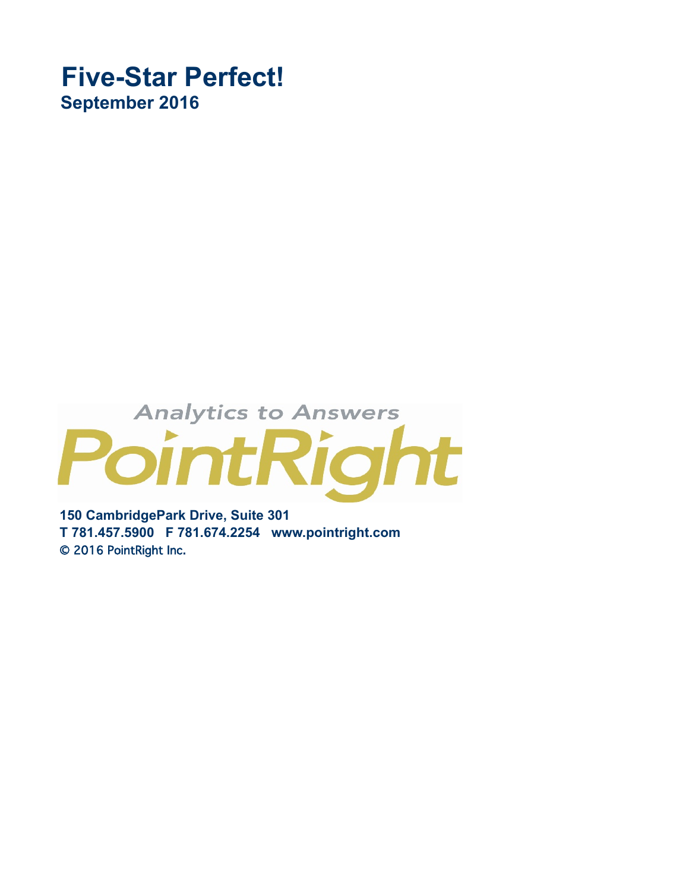# Five-Star Perfect!

## September 2016

Analytics to Answers

PointRight

**150 CambridgePark Drive, Suite 301**
**T 781.457.5900 F 781.674.2254 www.pointright.com**
© 2016 PointRight Inc.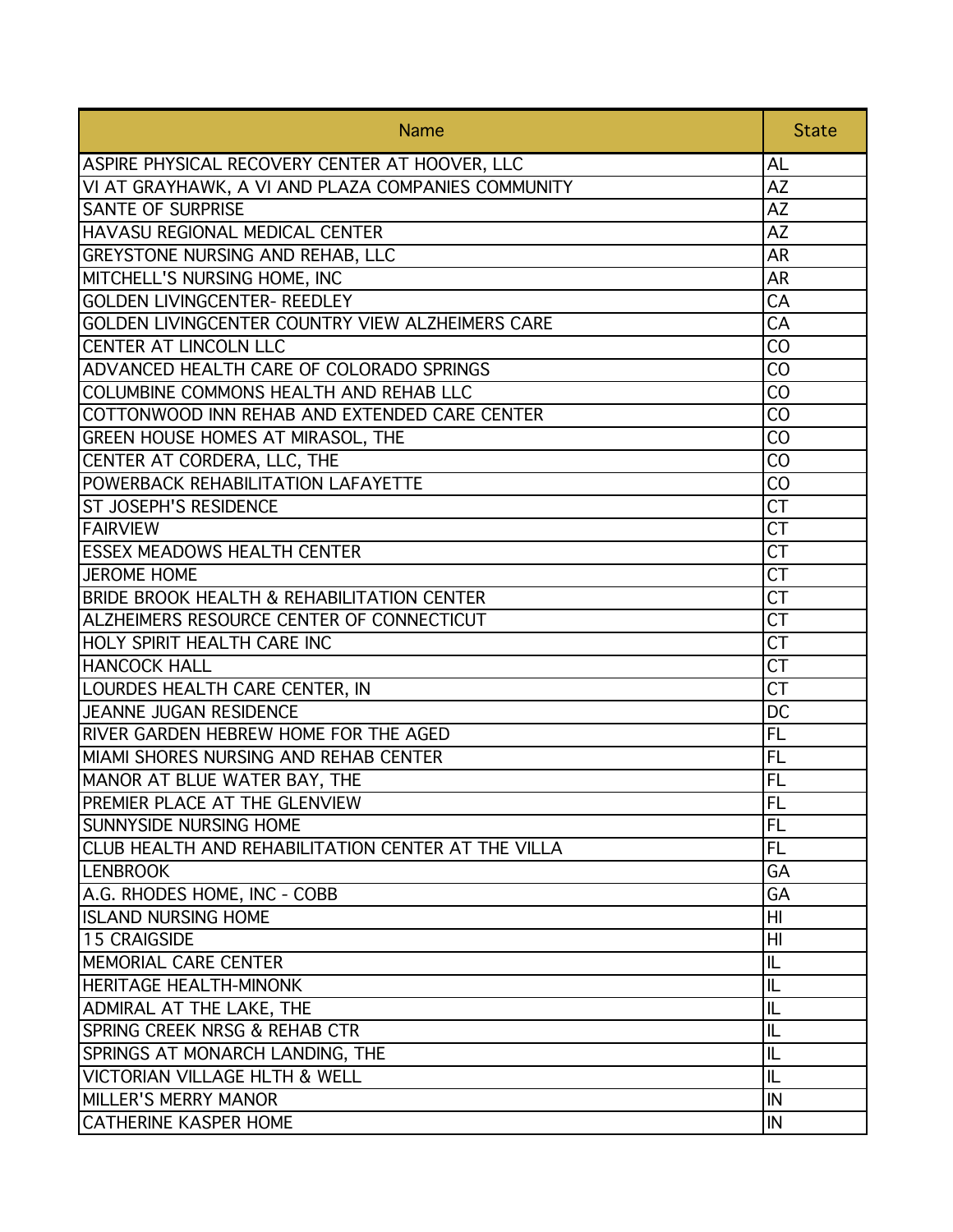| Name | State |
| --- | --- |
| ASPIRE PHYSICAL RECOVERY CENTER AT HOOVER, LLC | AL |
| VI AT GRAYHAWK, A VI AND PLAZA COMPANIES COMMUNITY | AZ |
| SANTE OF SURPRISE | AZ |
| HAVASU REGIONAL MEDICAL CENTER | AZ |
| GREYSTONE NURSING AND REHAB, LLC | AR |
| MITCHELL'S NURSING HOME, INC | AR |
| GOLDEN LIVINGCENTER- REEDLEY | CA |
| GOLDEN LIVINGCENTER COUNTRY VIEW ALZHEIMERS CARE | CA |
| CENTER AT LINCOLN LLC | CO |
| ADVANCED HEALTH CARE OF COLORADO SPRINGS | CO |
| COLUMBINE COMMONS HEALTH AND REHAB LLC | CO |
| COTTONWOOD INN REHAB AND EXTENDED CARE CENTER | CO |
| GREEN HOUSE HOMES AT MIRASOL, THE | CO |
| CENTER AT CORDERA, LLC, THE | CO |
| POWERBACK REHABILITATION LAFAYETTE | CO |
| ST JOSEPH'S RESIDENCE | CT |
| FAIRVIEW | CT |
| ESSEX MEADOWS HEALTH CENTER | CT |
| JEROME HOME | CT |
| BRIDE BROOK HEALTH & REHABILITATION CENTER | CT |
| ALZHEIMERS RESOURCE CENTER OF CONNECTICUT | CT |
| HOLY SPIRIT HEALTH CARE INC | CT |
| HANCOCK HALL | CT |
| LOURDES HEALTH CARE CENTER, IN | CT |
| JEANNE JUGAN RESIDENCE | DC |
| RIVER GARDEN HEBREW HOME FOR THE AGED | FL |
| MIAMI SHORES NURSING AND REHAB CENTER | FL |
| MANOR AT BLUE WATER BAY, THE | FL |
| PREMIER PLACE AT THE GLENVIEW | FL |
| SUNNYSIDE NURSING HOME | FL |
| CLUB HEALTH AND REHABILITATION CENTER AT THE VILLA | FL |
| LENBROOK | GA |
| A.G. RHODES HOME, INC - COBB | GA |
| ISLAND NURSING HOME | HI |
| 15 CRAIGSIDE | HI |
| MEMORIAL CARE CENTER | IL |
| HERITAGE HEALTH-MINONK | IL |
| ADMIRAL AT THE LAKE, THE | IL |
| SPRING CREEK NRSG & REHAB CTR | IL |
| SPRINGS AT MONARCH LANDING, THE | IL |
| VICTORIAN VILLAGE HLTH & WELL | IL |
| MILLER'S MERRY MANOR | IN |
| CATHERINE KASPER HOME | IN |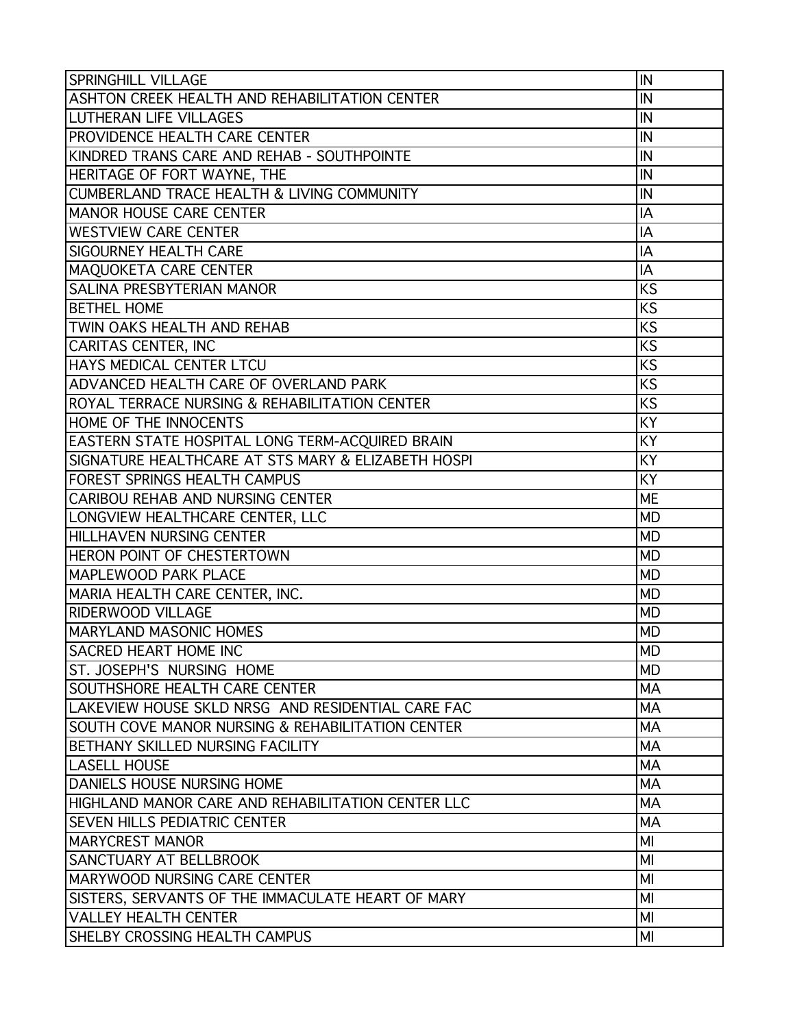| | |
|---|---|
| SPRINGHILL VILLAGE | IN |
| ASHTON CREEK HEALTH AND REHABILITATION CENTER | IN |
| LUTHERAN LIFE VILLAGES | IN |
| PROVIDENCE HEALTH CARE CENTER | IN |
| KINDRED TRANS CARE AND REHAB - SOUTHPOINTE | IN |
| HERITAGE OF FORT WAYNE, THE | IN |
| CUMBERLAND TRACE HEALTH & LIVING COMMUNITY | IN |
| MANOR HOUSE CARE CENTER | IA |
| WESTVIEW CARE CENTER | IA |
| SIGOURNEY HEALTH CARE | IA |
| MAQUOKETA CARE CENTER | IA |
| SALINA PRESBYTERIAN MANOR | KS |
| BETHEL HOME | KS |
| TWIN OAKS HEALTH AND REHAB | KS |
| CARITAS CENTER, INC | KS |
| HAYS MEDICAL CENTER LTCU | KS |
| ADVANCED HEALTH CARE OF OVERLAND PARK | KS |
| ROYAL TERRACE NURSING & REHABILITATION CENTER | KS |
| HOME OF THE INNOCENTS | KY |
| EASTERN STATE HOSPITAL LONG TERM-ACQUIRED BRAIN | KY |
| SIGNATURE HEALTHCARE AT STS MARY & ELIZABETH HOSPI | KY |
| FOREST SPRINGS HEALTH CAMPUS | KY |
| CARIBOU REHAB AND NURSING CENTER | ME |
| LONGVIEW HEALTHCARE CENTER, LLC | MD |
| HILLHAVEN NURSING CENTER | MD |
| HERON POINT OF CHESTERTOWN | MD |
| MAPLEWOOD PARK PLACE | MD |
| MARIA HEALTH CARE CENTER, INC. | MD |
| RIDERWOOD VILLAGE | MD |
| MARYLAND MASONIC HOMES | MD |
| SACRED HEART HOME INC | MD |
| ST. JOSEPH'S NURSING HOME | MD |
| SOUTHSHORE HEALTH CARE CENTER | MA |
| LAKEVIEW HOUSE SKLD NRSG AND RESIDENTIAL CARE FAC | MA |
| SOUTH COVE MANOR NURSING & REHABILITATION CENTER | MA |
| BETHANY SKILLED NURSING FACILITY | MA |
| LASELL HOUSE | MA |
| DANIELS HOUSE NURSING HOME | MA |
| HIGHLAND MANOR CARE AND REHABILITATION CENTER LLC | MA |
| SEVEN HILLS PEDIATRIC CENTER | MA |
| MARYCREST MANOR | MI |
| SANCTUARY AT BELLBROOK | MI |
| MARYWOOD NURSING CARE CENTER | MI |
| SISTERS, SERVANTS OF THE IMMACULATE HEART OF MARY | MI |
| VALLEY HEALTH CENTER | MI |
| SHELBY CROSSING HEALTH CAMPUS | MI |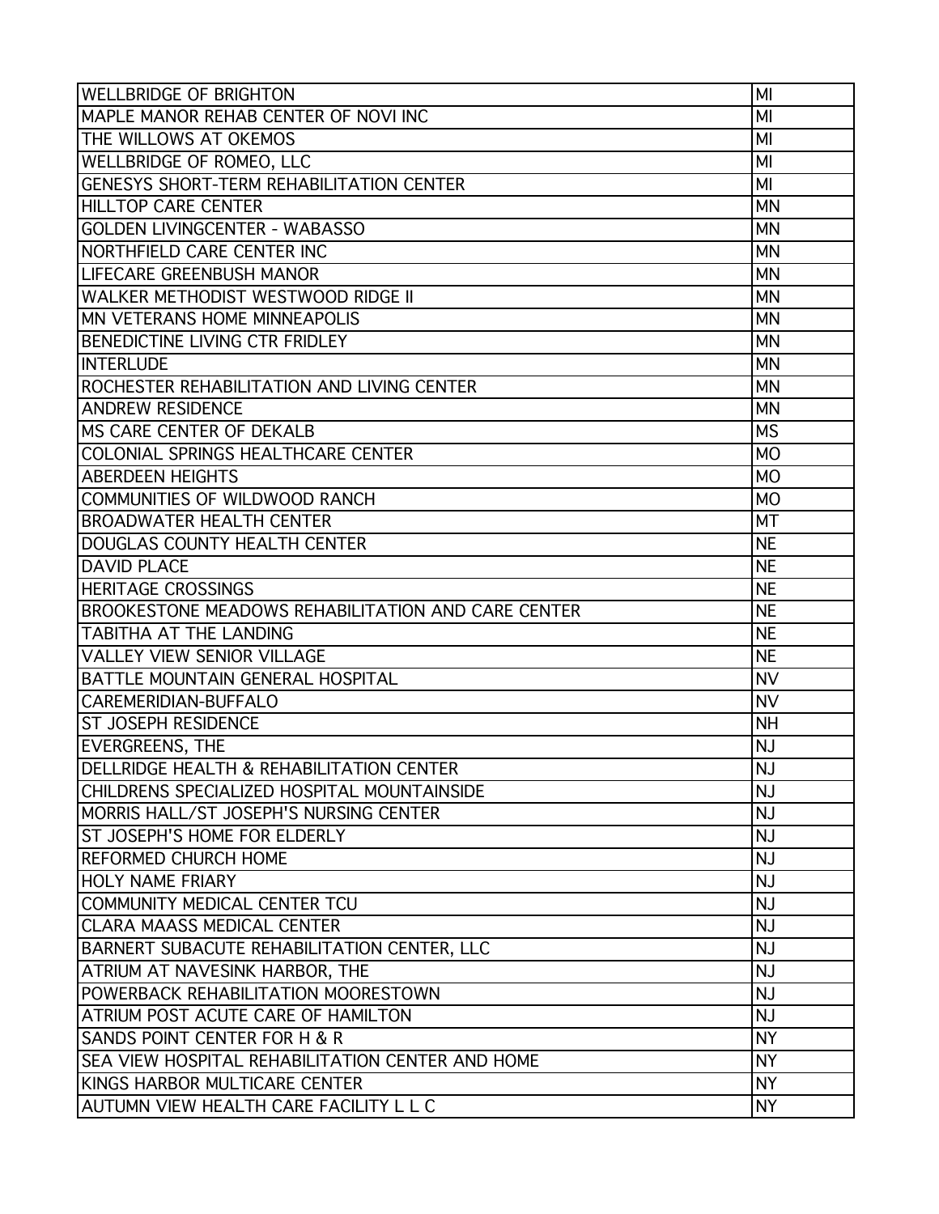| WELLBRIDGE OF BRIGHTON | MI |
|---|---|
| MAPLE MANOR REHAB CENTER OF NOVI INC | MI |
| THE WILLOWS AT OKEMOS | MI |
| WELLBRIDGE OF ROMEO, LLC | MI |
| GENESYS SHORT-TERM REHABILITATION CENTER | MI |
| HILLTOP CARE CENTER | MN |
| GOLDEN LIVINGCENTER - WABASSO | MN |
| NORTHFIELD CARE CENTER INC | MN |
| LIFECARE GREENBUSH MANOR | MN |
| WALKER METHODIST WESTWOOD RIDGE II | MN |
| MN VETERANS HOME MINNEAPOLIS | MN |
| BENEDICTINE LIVING CTR FRIDLEY | MN |
| INTERLUDE | MN |
| ROCHESTER REHABILITATION AND LIVING CENTER | MN |
| ANDREW RESIDENCE | MN |
| MS CARE CENTER OF DEKALB | MS |
| COLONIAL SPRINGS HEALTHCARE CENTER | MO |
| ABERDEEN HEIGHTS | MO |
| COMMUNITIES OF WILDWOOD RANCH | MO |
| BROADWATER HEALTH CENTER | MT |
| DOUGLAS COUNTY HEALTH CENTER | NE |
| DAVID PLACE | NE |
| HERITAGE CROSSINGS | NE |
| BROOKESTONE MEADOWS REHABILITATION AND CARE CENTER | NE |
| TABITHA AT THE LANDING | NE |
| VALLEY VIEW SENIOR VILLAGE | NE |
| BATTLE MOUNTAIN GENERAL HOSPITAL | NV |
| CAREMERIDIAN-BUFFALO | NV |
| ST JOSEPH RESIDENCE | NH |
| EVERGREENS, THE | NJ |
| DELLRIDGE HEALTH & REHABILITATION CENTER | NJ |
| CHILDRENS SPECIALIZED HOSPITAL MOUNTAINSIDE | NJ |
| MORRIS HALL/ST JOSEPH'S NURSING CENTER | NJ |
| ST JOSEPH'S HOME FOR ELDERLY | NJ |
| REFORMED CHURCH HOME | NJ |
| HOLY NAME FRIARY | NJ |
| COMMUNITY MEDICAL CENTER TCU | NJ |
| CLARA MAASS MEDICAL CENTER | NJ |
| BARNERT SUBACUTE REHABILITATION CENTER, LLC | NJ |
| ATRIUM AT NAVESINK HARBOR, THE | NJ |
| POWERBACK REHABILITATION MOORESTOWN | NJ |
| ATRIUM POST ACUTE CARE OF HAMILTON | NJ |
| SANDS POINT CENTER FOR H & R | NY |
| SEA VIEW HOSPITAL REHABILITATION CENTER AND HOME | NY |
| KINGS HARBOR MULTICARE CENTER | NY |
| AUTUMN VIEW HEALTH CARE FACILITY L L C | NY |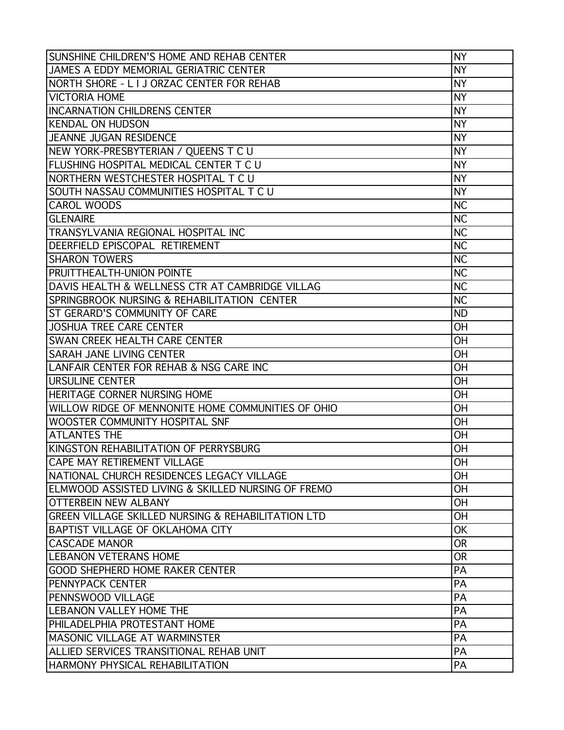| | |
|---|---|
| SUNSHINE CHILDREN'S HOME AND REHAB CENTER | NY |
| JAMES A EDDY MEMORIAL GERIATRIC CENTER | NY |
| NORTH SHORE - L I J ORZAC CENTER FOR REHAB | NY |
| VICTORIA HOME | NY |
| INCARNATION CHILDRENS CENTER | NY |
| KENDAL ON HUDSON | NY |
| JEANNE JUGAN RESIDENCE | NY |
| NEW YORK-PRESBYTERIAN / QUEENS T C U | NY |
| FLUSHING HOSPITAL MEDICAL CENTER T C U | NY |
| NORTHERN WESTCHESTER HOSPITAL T C U | NY |
| SOUTH NASSAU COMMUNITIES HOSPITAL T C U | NY |
| CAROL WOODS | NC |
| GLENAIRE | NC |
| TRANSYLVANIA REGIONAL HOSPITAL INC | NC |
| DEERFIELD EPISCOPAL RETIREMENT | NC |
| SHARON TOWERS | NC |
| PRUITTHEALTH-UNION POINTE | NC |
| DAVIS HEALTH & WELLNESS CTR AT CAMBRIDGE VILLAG | NC |
| SPRINGBROOK NURSING & REHABILITATION CENTER | NC |
| ST GERARD'S COMMUNITY OF CARE | ND |
| JOSHUA TREE CARE CENTER | OH |
| SWAN CREEK HEALTH CARE CENTER | OH |
| SARAH JANE LIVING CENTER | OH |
| LANFAIR CENTER FOR REHAB & NSG CARE INC | OH |
| URSULINE CENTER | OH |
| HERITAGE CORNER NURSING HOME | OH |
| WILLOW RIDGE OF MENNONITE HOME COMMUNITIES OF OHIO | OH |
| WOOSTER COMMUNITY HOSPITAL SNF | OH |
| ATLANTES THE | OH |
| KINGSTON REHABILITATION OF PERRYSBURG | OH |
| CAPE MAY RETIREMENT VILLAGE | OH |
| NATIONAL CHURCH RESIDENCES LEGACY VILLAGE | OH |
| ELMWOOD ASSISTED LIVING & SKILLED NURSING OF FREMO | OH |
| OTTERBEIN NEW ALBANY | OH |
| GREEN VILLAGE SKILLED NURSING & REHABILITATION LTD | OH |
| BAPTIST VILLAGE OF OKLAHOMA CITY | OK |
| CASCADE MANOR | OR |
| LEBANON VETERANS HOME | OR |
| GOOD SHEPHERD HOME RAKER CENTER | PA |
| PENNYPACK CENTER | PA |
| PENNSWOOD VILLAGE | PA |
| LEBANON VALLEY HOME THE | PA |
| PHILADELPHIA PROTESTANT HOME | PA |
| MASONIC VILLAGE AT WARMINSTER | PA |
| ALLIED SERVICES TRANSITIONAL REHAB UNIT | PA |
| HARMONY PHYSICAL REHABILITATION | PA |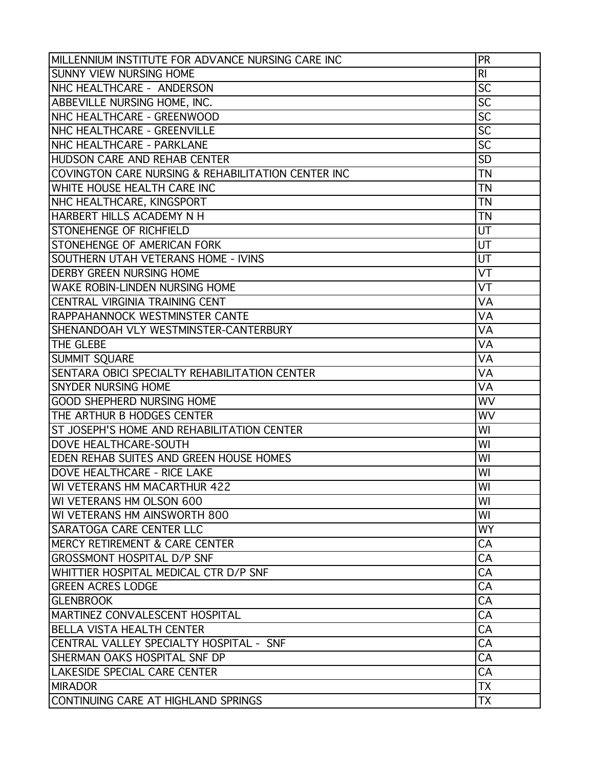| MILLENNIUM INSTITUTE FOR ADVANCE NURSING CARE INC | PR |
|---|---|
| SUNNY VIEW NURSING HOME | RI |
| NHC HEALTHCARE - ANDERSON | SC |
| ABBEVILLE NURSING HOME, INC. | SC |
| NHC HEALTHCARE - GREENWOOD | SC |
| NHC HEALTHCARE - GREENVILLE | SC |
| NHC HEALTHCARE - PARKLANE | SC |
| HUDSON CARE AND REHAB CENTER | SD |
| COVINGTON CARE NURSING & REHABILITATION CENTER INC | TN |
| WHITE HOUSE HEALTH CARE INC | TN |
| NHC HEALTHCARE, KINGSPORT | TN |
| HARBERT HILLS ACADEMY N H | TN |
| STONEHENGE OF RICHFIELD | UT |
| STONEHENGE OF AMERICAN FORK | UT |
| SOUTHERN UTAH VETERANS HOME - IVINS | UT |
| DERBY GREEN NURSING HOME | VT |
| WAKE ROBIN-LINDEN NURSING HOME | VT |
| CENTRAL VIRGINIA TRAINING CENT | VA |
| RAPPAHANNOCK WESTMINSTER CANTE | VA |
| SHENANDOAH VLY WESTMINSTER-CANTERBURY | VA |
| THE GLEBE | VA |
| SUMMIT SQUARE | VA |
| SENTARA OBICI SPECIALTY REHABILITATION CENTER | VA |
| SNYDER NURSING HOME | VA |
| GOOD SHEPHERD NURSING HOME | WV |
| THE ARTHUR B HODGES CENTER | WV |
| ST JOSEPH'S HOME AND REHABILITATION CENTER | WI |
| DOVE HEALTHCARE-SOUTH | WI |
| EDEN REHAB SUITES AND GREEN HOUSE HOMES | WI |
| DOVE HEALTHCARE - RICE LAKE | WI |
| WI VETERANS HM MACARTHUR 422 | WI |
| WI VETERANS HM OLSON 600 | WI |
| WI VETERANS HM AINSWORTH 800 | WI |
| SARATOGA CARE CENTER LLC | WY |
| MERCY RETIREMENT & CARE CENTER | CA |
| GROSSMONT HOSPITAL D/P SNF | CA |
| WHITTIER HOSPITAL MEDICAL CTR D/P SNF | CA |
| GREEN ACRES LODGE | CA |
| GLENBROOK | CA |
| MARTINEZ CONVALESCENT HOSPITAL | CA |
| BELLA VISTA HEALTH CENTER | CA |
| CENTRAL VALLEY SPECIALTY HOSPITAL - SNF | CA |
| SHERMAN OAKS HOSPITAL SNF DP | CA |
| LAKESIDE SPECIAL CARE CENTER | CA |
| MIRADOR | TX |
| CONTINUING CARE AT HIGHLAND SPRINGS | TX |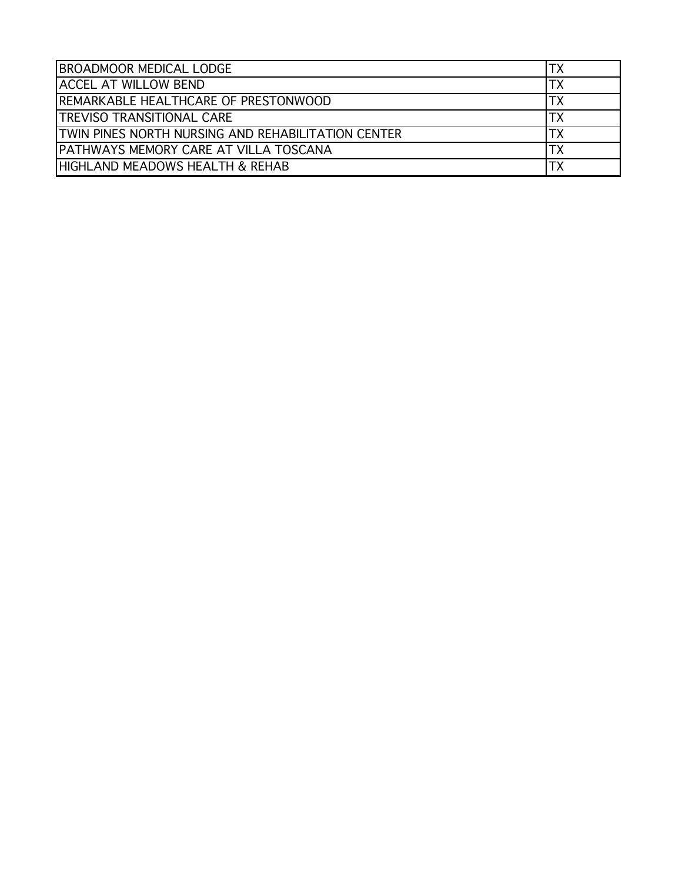| | |
|---|---|
| BROADMOOR MEDICAL LODGE | TX |
| ACCEL AT WILLOW BEND | TX |
| REMARKABLE HEALTHCARE OF PRESTONWOOD | TX |
| TREVISO TRANSITIONAL CARE | TX |
| TWIN PINES NORTH NURSING AND REHABILITATION CENTER | TX |
| PATHWAYS MEMORY CARE AT VILLA TOSCANA | TX |
| HIGHLAND MEADOWS HEALTH & REHAB | TX |